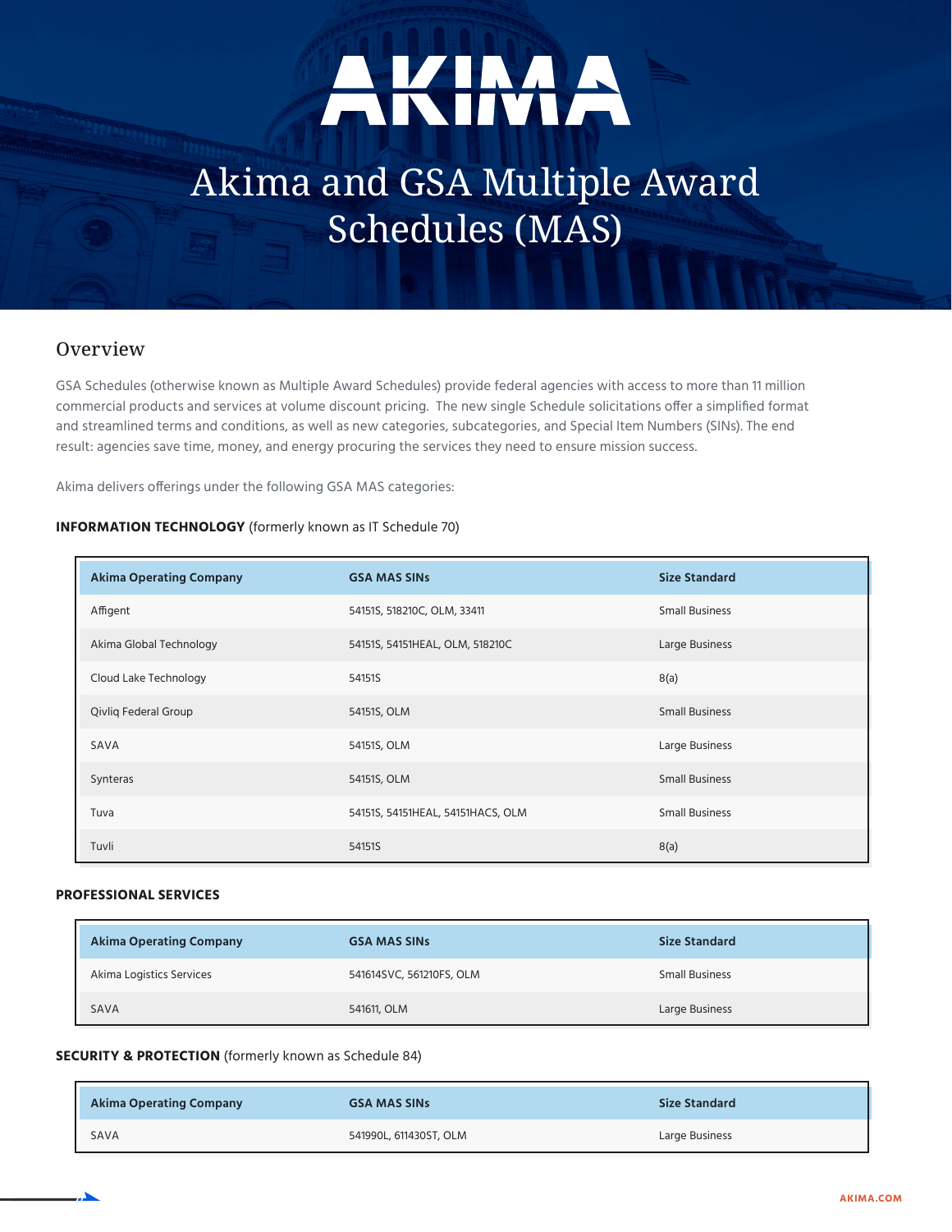# AKIMA

# Akima and GSA Multiple Award Schedules (MAS)

## Overview

GSA Schedules (otherwise known as Multiple Award Schedules) provide federal agencies with access to more than 11 million commercial products and services at volume discount pricing. The new single Schedule solicitations offer a simplified format and streamlined terms and conditions, as well as new categories, subcategories, and Special Item Numbers (SINs). The end result: agencies save time, money, and energy procuring the services they need to ensure mission success.

Akima delivers offerings under the following GSA MAS categories:

**INFORMATION TECHNOLOGY** (formerly known as IT Schedule 70)

| Akima Operating Company | GSA MAS SINs | Size Standard |
|---|---|---|
| Affigent | 54151S, 518210C, OLM, 33411 | Small Business |
| Akima Global Technology | 54151S, 54151HEAL, OLM, 518210C | Large Business |
| Cloud Lake Technology | 54151S | 8(a) |
| Qivliq Federal Group | 54151S, OLM | Small Business |
| SAVA | 54151S, OLM | Large Business |
| Synteras | 54151S, OLM | Small Business |
| Tuva | 54151S, 54151HEAL, 54151HACS, OLM | Small Business |
| Tuvli | 54151S | 8(a) |

**PROFESSIONAL SERVICES**

| Akima Operating Company | GSA MAS SINs | Size Standard |
|---|---|---|
| Akima Logistics Services | 541614SVC, 561210FS, OLM | Small Business |
| SAVA | 541611, OLM | Large Business |

**SECURITY & PROTECTION** (formerly known as Schedule 84)

| Akima Operating Company | GSA MAS SINs | Size Standard |
|---|---|---|
| SAVA | 541990L, 611430ST, OLM | Large Business |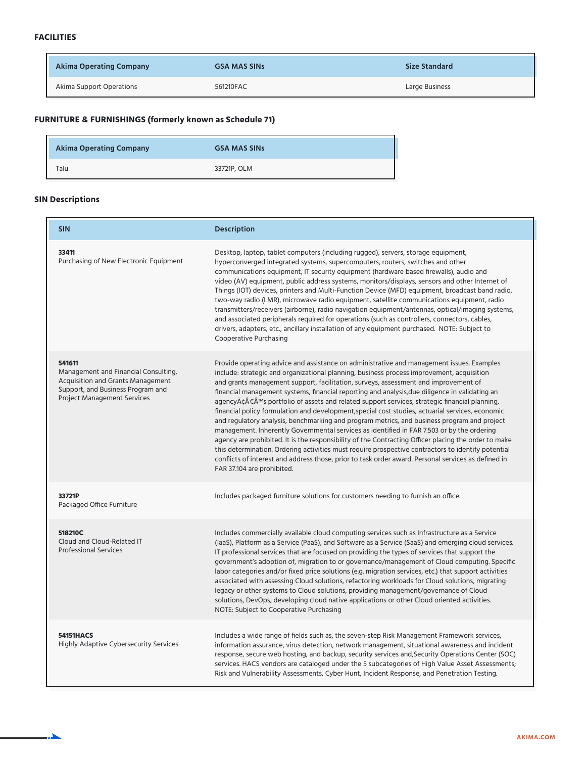**FACILITIES**

| Akima Operating Company | GSA MAS SINs | Size Standard |
| --- | --- | --- |
| Akima Support Operations | 561210FAC | Large Business |

**FURNITURE & FURNISHINGS (formerly known as Schedule 71)**

| Akima Operating Company | GSA MAS SINs |
| --- | --- |
| Talu | 33721P, OLM |

**SIN Descriptions**

| SIN | Description |
| --- | --- |
| **33411**<br>Purchasing of New Electronic Equipment | Desktop, laptop, tablet computers (including rugged), servers, storage equipment, hyperconverged integrated systems, supercomputers, routers, switches and other communications equipment, IT security equipment (hardware based firewalls), audio and video (AV) equipment, public address systems, monitors/displays, sensors and other Internet of Things (IOT) devices, printers and Multi-Function Device (MFD) equipment, broadcast band radio, two-way radio (LMR), microwave radio equipment, satellite communications equipment, radio transmitters/receivers (airborne), radio navigation equipment/antennas, optical/imaging systems, and associated peripherals required for operations (such as controllers, connectors, cables, drivers, adapters, etc., ancillary installation of any equipment purchased. NOTE: Subject to Cooperative Purchasing |
| **541611**<br>Management and Financial Consulting, Acquisition and Grants Management Support, and Business Program and Project Management Services | Provide operating advice and assistance on administrative and management issues. Examples include: strategic and organizational planning, business process improvement, acquisition and grants management support, facilitation, surveys, assessment and improvement of financial management systems, financial reporting and analysis,due diligence in validating an agencyÃ¢Â€Â™s portfolio of assets and related support services, strategic financial planning, financial policy formulation and development,special cost studies, actuarial services, economic and regulatory analysis, benchmarking and program metrics, and business program and project management. Inherently Governmental services as identified in FAR 7.503 or by the ordering agency are prohibited. It is the responsibility of the Contracting Officer placing the order to make this determination. Ordering activities must require prospective contractors to identify potential conflicts of interest and address those, prior to task order award. Personal services as defined in FAR 37.104 are prohibited. |
| **33721P**<br>Packaged Office Furniture | Includes packaged furniture solutions for customers needing to furnish an office. |
| **518210C**<br>Cloud and Cloud-Related IT Professional Services | Includes commercially available cloud computing services such as Infrastructure as a Service (IaaS), Platform as a Service (PaaS), and Software as a Service (SaaS) and emerging cloud services. IT professional services that are focused on providing the types of services that support the government's adoption of, migration to or governance/management of Cloud computing. Specific labor categories and/or fixed price solutions (e.g. migration services, etc.) that support activities associated with assessing Cloud solutions, refactoring workloads for Cloud solutions, migrating legacy or other systems to Cloud solutions, providing management/governance of Cloud solutions, DevOps, developing cloud native applications or other Cloud oriented activities. NOTE: Subject to Cooperative Purchasing |
| **54151HACS**<br>Highly Adaptive Cybersecurity Services | Includes a wide range of fields such as, the seven-step Risk Management Framework services, information assurance, virus detection, network management, situational awareness and incident response, secure web hosting, and backup, security services and,Security Operations Center (SOC) services. HACS vendors are cataloged under the 5 subcategories of High Value Asset Assessments; Risk and Vulnerability Assessments, Cyber Hunt, Incident Response, and Penetration Testing. |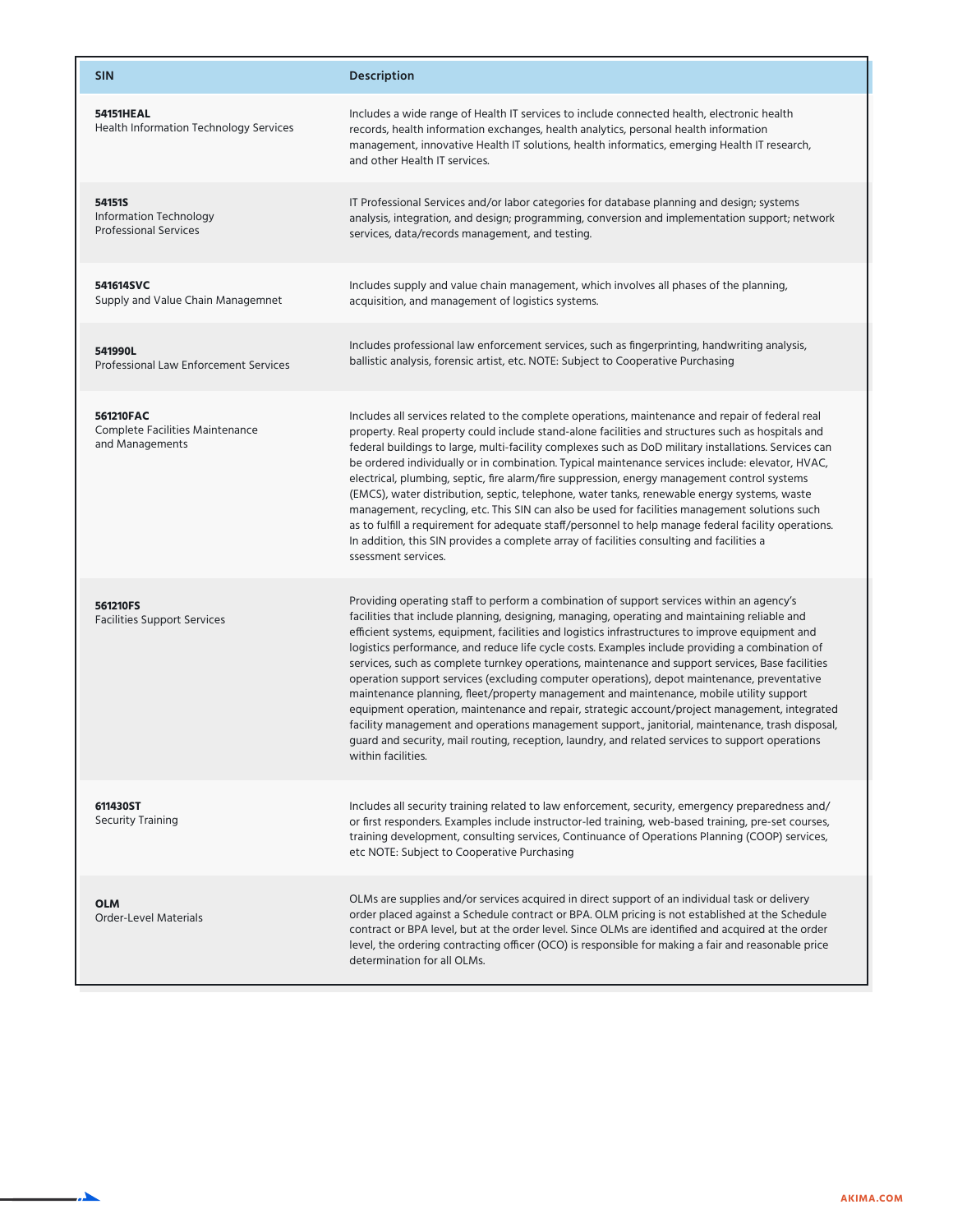| SIN | Description |
|---|---|
| **54151HEAL**<br>Health Information Technology Services | Includes a wide range of Health IT services to include connected health, electronic health records, health information exchanges, health analytics, personal health information management, innovative Health IT solutions, health informatics, emerging Health IT research, and other Health IT services. |
| **54151S**<br>Information Technology Professional Services | IT Professional Services and/or labor categories for database planning and design; systems analysis, integration, and design; programming, conversion and implementation support; network services, data/records management, and testing. |
| **541614SVC**<br>Supply and Value Chain Managemnet | Includes supply and value chain management, which involves all phases of the planning, acquisition, and management of logistics systems. |
| **541990L**<br>Professional Law Enforcement Services | Includes professional law enforcement services, such as fingerprinting, handwriting analysis, ballistic analysis, forensic artist, etc. NOTE: Subject to Cooperative Purchasing |
| **561210FAC**<br>Complete Facilities Maintenance and Managements | Includes all services related to the complete operations, maintenance and repair of federal real property. Real property could include stand-alone facilities and structures such as hospitals and federal buildings to large, multi-facility complexes such as DoD military installations. Services can be ordered individually or in combination. Typical maintenance services include: elevator, HVAC, electrical, plumbing, septic, fire alarm/fire suppression, energy management control systems (EMCS), water distribution, septic, telephone, water tanks, renewable energy systems, waste management, recycling, etc. This SIN can also be used for facilities management solutions such as to fulfill a requirement for adequate staff/personnel to help manage federal facility operations. In addition, this SIN provides a complete array of facilities consulting and facilities a ssessment services. |
| **561210FS**<br>Facilities Support Services | Providing operating staff to perform a combination of support services within an agency's facilities that include planning, designing, managing, operating and maintaining reliable and efficient systems, equipment, facilities and logistics infrastructures to improve equipment and logistics performance, and reduce life cycle costs. Examples include providing a combination of services, such as complete turnkey operations, maintenance and support services, Base facilities operation support services (excluding computer operations), depot maintenance, preventative maintenance planning, fleet/property management and maintenance, mobile utility support equipment operation, maintenance and repair, strategic account/project management, integrated facility management and operations management support., janitorial, maintenance, trash disposal, guard and security, mail routing, reception, laundry, and related services to support operations within facilities. |
| **611430ST**<br>Security Training | Includes all security training related to law enforcement, security, emergency preparedness and/or first responders. Examples include instructor-led training, web-based training, pre-set courses, training development, consulting services, Continuance of Operations Planning (COOP) services, etc NOTE: Subject to Cooperative Purchasing |
| **OLM**<br>Order-Level Materials | OLMs are supplies and/or services acquired in direct support of an individual task or delivery order placed against a Schedule contract or BPA. OLM pricing is not established at the Schedule contract or BPA level, but at the order level. Since OLMs are identified and acquired at the order level, the ordering contracting officer (OCO) is responsible for making a fair and reasonable price determination for all OLMs. |